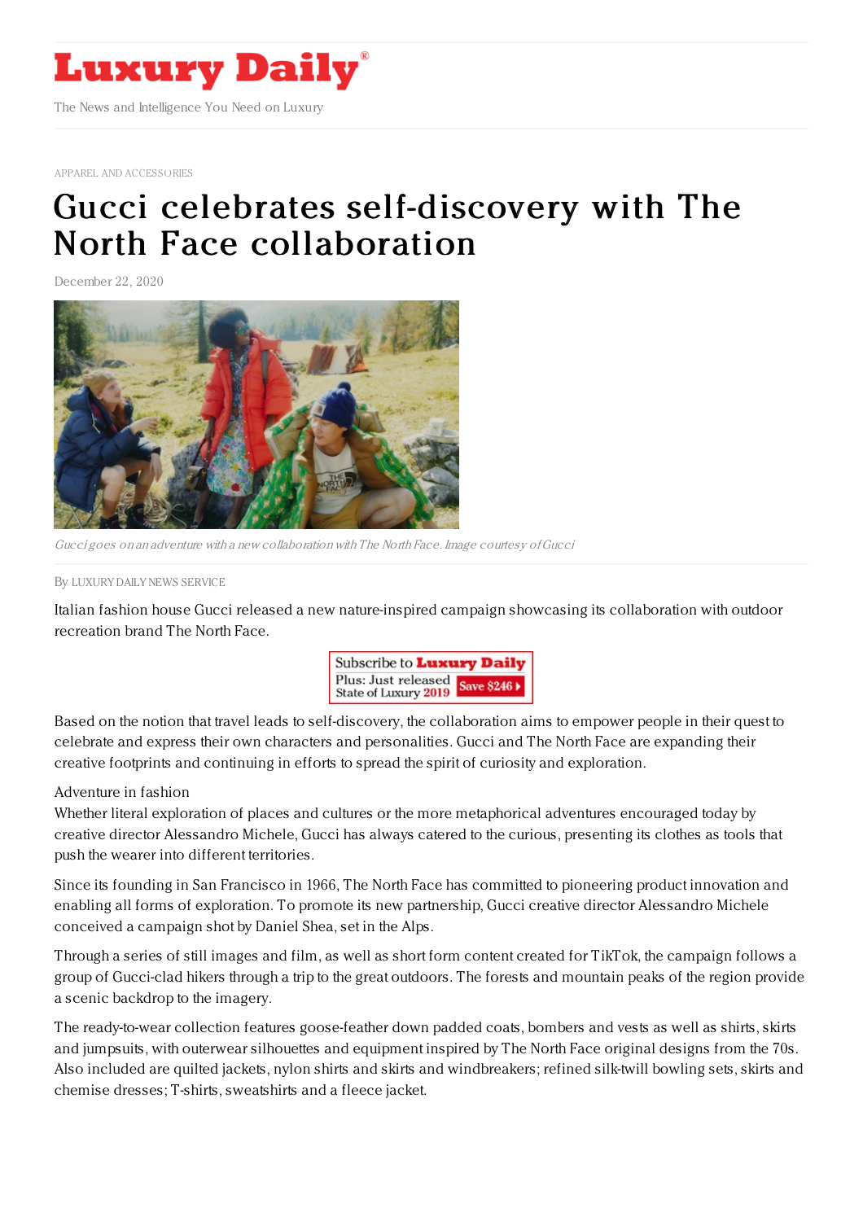# Luxury Daily

The News and Intelligence You Need on Luxury

APPAREL AND ACCESSORIES

# Gucci celebrates self-discovery with The North Face collaboration

December 22, 2020

*Gucci goes on an adventure with a new collaboration with The North Face. Image courtesy of Gucci*

By LUXURY DAILY NEWS SERVICE

Italian fashion house Gucci released a new nature-inspired campaign showcasing its collaboration with outdoor recreation brand The North Face.

Subscribe to Luxury Daily
Plus: Just released State of Luxury 2019 Save $246

Based on the notion that travel leads to self-discovery, the collaboration aims to empower people in their quest to celebrate and express their own characters and personalities. Gucci and The North Face are expanding their creative footprints and continuing in efforts to spread the spirit of curiosity and exploration.

## Adventure in fashion

Whether literal exploration of places and cultures or the more metaphorical adventures encouraged today by creative director Alessandro Michele, Gucci has always catered to the curious, presenting its clothes as tools that push the wearer into different territories.

Since its founding in San Francisco in 1966, The North Face has committed to pioneering product innovation and enabling all forms of exploration. To promote its new partnership, Gucci creative director Alessandro Michele conceived a campaign shot by Daniel Shea, set in the Alps.

Through a series of still images and film, as well as short form content created for TikTok, the campaign follows a group of Gucci-clad hikers through a trip to the great outdoors. The forests and mountain peaks of the region provide a scenic backdrop to the imagery.

The ready-to-wear collection features goose-feather down padded coats, bombers and vests as well as shirts, skirts and jumpsuits, with outerwear silhouettes and equipment inspired by The North Face original designs from the 70s. Also included are quilted jackets, nylon shirts and skirts and windbreakers; refined silk-twill bowling sets, skirts and chemise dresses; T-shirts, sweatshirts and a fleece jacket.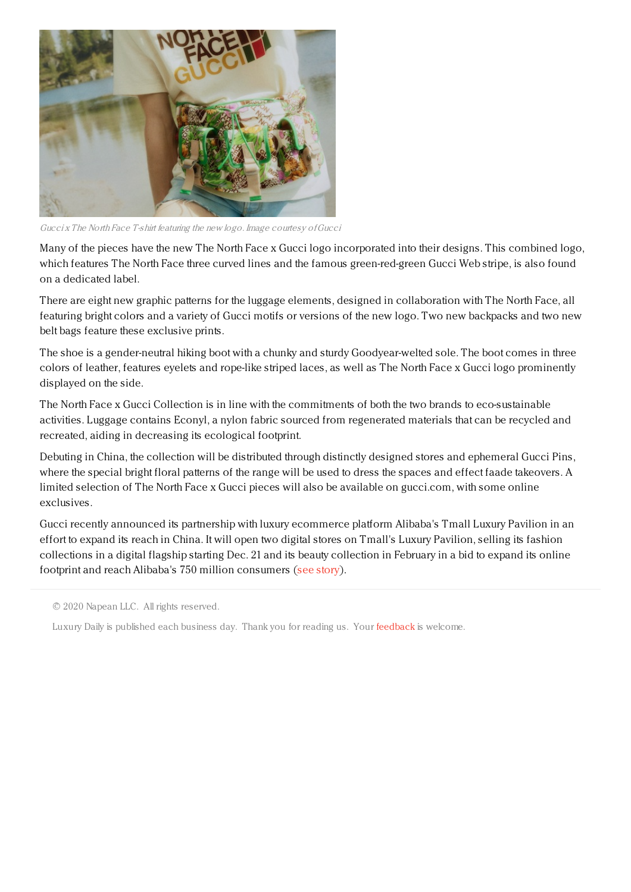Gucci x The North Face T-shirt featuring the new logo. Image courtesy of Gucci

Many of the pieces have the new The North Face x Gucci logo incorporated into their designs. This combined logo, which features The North Face three curved lines and the famous green-red-green Gucci Web stripe, is also found on a dedicated label.

There are eight new graphic patterns for the luggage elements, designed in collaboration with The North Face, all featuring bright colors and a variety of Gucci motifs or versions of the new logo. Two new backpacks and two new belt bags feature these exclusive prints.

The shoe is a gender-neutral hiking boot with a chunky and sturdy Goodyear-welted sole. The boot comes in three colors of leather, features eyelets and rope-like striped laces, as well as The North Face x Gucci logo prominently displayed on the side.

The North Face x Gucci Collection is in line with the commitments of both the two brands to eco-sustainable activities. Luggage contains Econyl, a nylon fabric sourced from regenerated materials that can be recycled and recreated, aiding in decreasing its ecological footprint.

Debuting in China, the collection will be distributed through distinctly designed stores and ephemeral Gucci Pins, where the special bright floral patterns of the range will be used to dress the spaces and effect faade takeovers. A limited selection of The North Face x Gucci pieces will also be available on gucci.com, with some online exclusives.

Gucci recently announced its partnership with luxury ecommerce platform Alibaba's Tmall Luxury Pavilion in an effort to expand its reach in China. It will open two digital stores on Tmall's Luxury Pavilion, selling its fashion collections in a digital flagship starting Dec. 21 and its beauty collection in February in a bid to expand its online footprint and reach Alibaba's 750 million consumers (see story).

© 2020 Napean LLC. All rights reserved.

Luxury Daily is published each business day. Thank you for reading us. Your feedback is welcome.